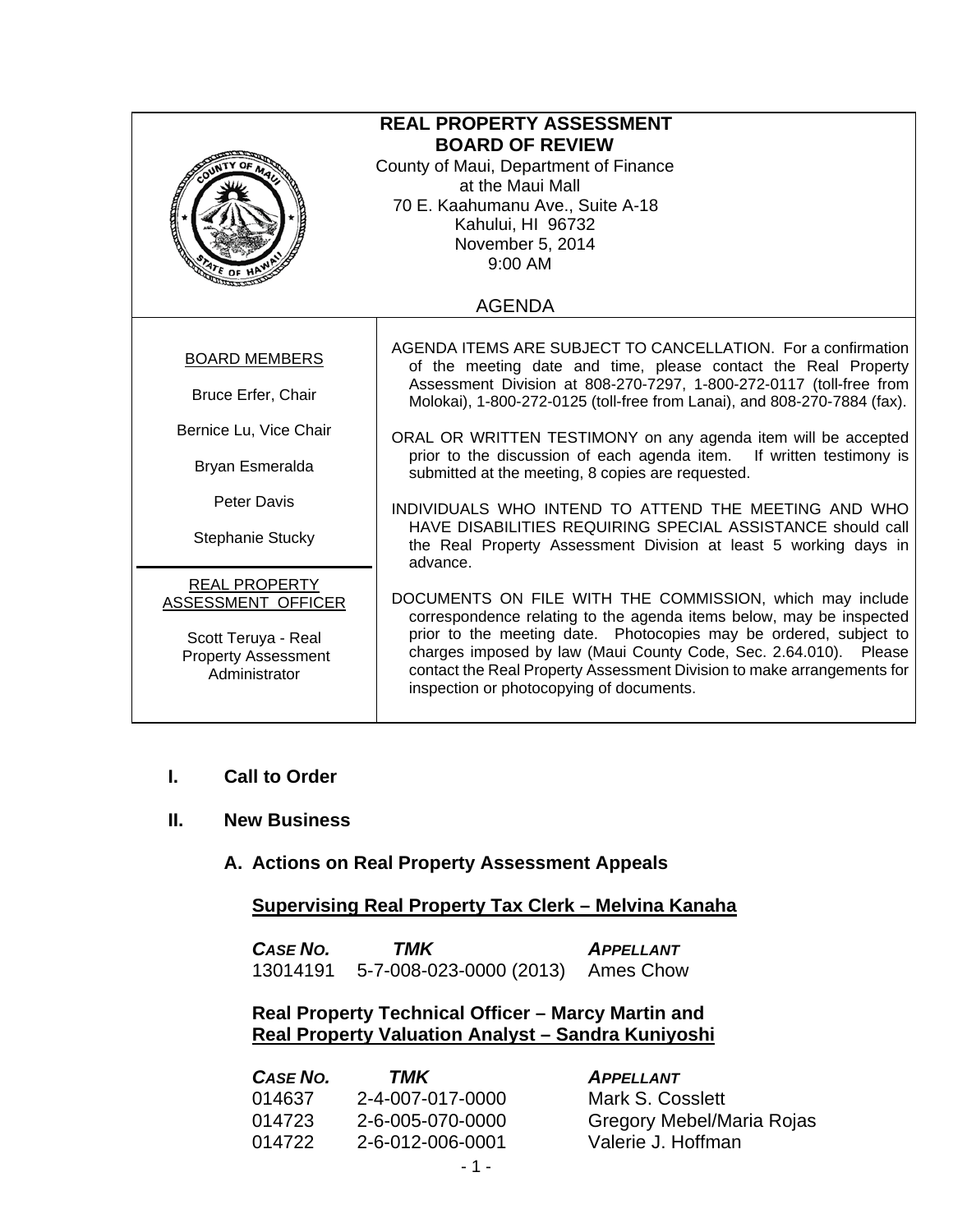# REAL PROPERTY ASSESSMENT
# BOARD OF REVIEW

County of Maui, Department of Finance
at the Maui Mall
70 E. Kaahumanu Ave., Suite A-18
Kahului, HI 96732
November 5, 2014
9:00 AM

## AGENDA

BOARD MEMBERS

Bruce Erfer, Chair

Bernice Lu, Vice Chair

Bryan Esmeralda

Peter Davis

Stephanie Stucky

REAL PROPERTY ASSESSMENT OFFICER

Scott Teruya - Real Property Assessment Administrator

AGENDA ITEMS ARE SUBJECT TO CANCELLATION. For a confirmation of the meeting date and time, please contact the Real Property Assessment Division at 808-270-7297, 1-800-272-0117 (toll-free from Molokai), 1-800-272-0125 (toll-free from Lanai), and 808-270-7884 (fax).

ORAL OR WRITTEN TESTIMONY on any agenda item will be accepted prior to the discussion of each agenda item. If written testimony is submitted at the meeting, 8 copies are requested.

INDIVIDUALS WHO INTEND TO ATTEND THE MEETING AND WHO HAVE DISABILITIES REQUIRING SPECIAL ASSISTANCE should call the Real Property Assessment Division at least 5 working days in advance.

DOCUMENTS ON FILE WITH THE COMMISSION, which may include correspondence relating to the agenda items below, may be inspected prior to the meeting date. Photocopies may be ordered, subject to charges imposed by law (Maui County Code, Sec. 2.64.010). Please contact the Real Property Assessment Division to make arrangements for inspection or photocopying of documents.

## I. Call to Order

## II. New Business

### A. Actions on Real Property Assessment Appeals

**Supervising Real Property Tax Clerk – Melvina Kanaha**

| *CASE NO.* | *TMK* | *APPELLANT* |
|---|---|---|
| 13014191 | 5-7-008-023-0000 (2013) | Ames Chow |

**Real Property Technical Officer – Marcy Martin and Real Property Valuation Analyst – Sandra Kuniyoshi**

| *CASE NO.* | *TMK* | *APPELLANT* |
|---|---|---|
| 014637 | 2-4-007-017-0000 | Mark S. Cosslett |
| 014723 | 2-6-005-070-0000 | Gregory Mebel/Maria Rojas |
| 014722 | 2-6-012-006-0001 | Valerie J. Hoffman |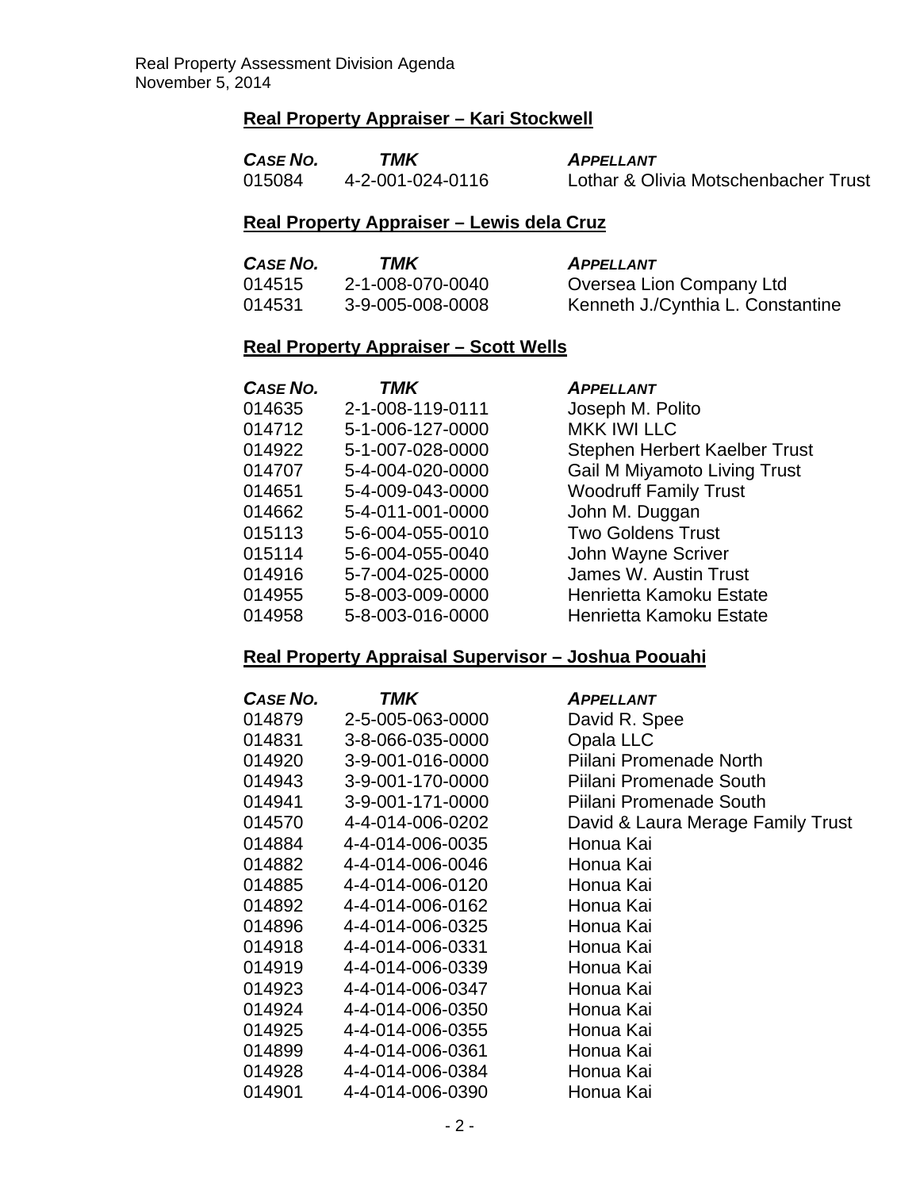### Real Property Appraiser – Kari Stockwell

| *CASE NO.* | *TMK* | *APPELLANT* |
|---|---|---|
| 015084 | 4-2-001-024-0116 | Lothar & Olivia Motschenbacher Trust |

### Real Property Appraiser – Lewis dela Cruz

| *CASE NO.* | *TMK* | *APPELLANT* |
|---|---|---|
| 014515 | 2-1-008-070-0040 | Oversea Lion Company Ltd |
| 014531 | 3-9-005-008-0008 | Kenneth J./Cynthia L. Constantine |

### Real Property Appraiser – Scott Wells

| *CASE NO.* | *TMK* | *APPELLANT* |
|---|---|---|
| 014635 | 2-1-008-119-0111 | Joseph M. Polito |
| 014712 | 5-1-006-127-0000 | MKK IWI LLC |
| 014922 | 5-1-007-028-0000 | Stephen Herbert Kaelber Trust |
| 014707 | 5-4-004-020-0000 | Gail M Miyamoto Living Trust |
| 014651 | 5-4-009-043-0000 | Woodruff Family Trust |
| 014662 | 5-4-011-001-0000 | John M. Duggan |
| 015113 | 5-6-004-055-0010 | Two Goldens Trust |
| 015114 | 5-6-004-055-0040 | John Wayne Scriver |
| 014916 | 5-7-004-025-0000 | James W. Austin Trust |
| 014955 | 5-8-003-009-0000 | Henrietta Kamoku Estate |
| 014958 | 5-8-003-016-0000 | Henrietta Kamoku Estate |

### Real Property Appraisal Supervisor – Joshua Poouahi

| *CASE NO.* | *TMK* | *APPELLANT* |
|---|---|---|
| 014879 | 2-5-005-063-0000 | David R. Spee |
| 014831 | 3-8-066-035-0000 | Opala LLC |
| 014920 | 3-9-001-016-0000 | Piilani Promenade North |
| 014943 | 3-9-001-170-0000 | Piilani Promenade South |
| 014941 | 3-9-001-171-0000 | Piilani Promenade South |
| 014570 | 4-4-014-006-0202 | David & Laura Merage Family Trust |
| 014884 | 4-4-014-006-0035 | Honua Kai |
| 014882 | 4-4-014-006-0046 | Honua Kai |
| 014885 | 4-4-014-006-0120 | Honua Kai |
| 014892 | 4-4-014-006-0162 | Honua Kai |
| 014896 | 4-4-014-006-0325 | Honua Kai |
| 014918 | 4-4-014-006-0331 | Honua Kai |
| 014919 | 4-4-014-006-0339 | Honua Kai |
| 014923 | 4-4-014-006-0347 | Honua Kai |
| 014924 | 4-4-014-006-0350 | Honua Kai |
| 014925 | 4-4-014-006-0355 | Honua Kai |
| 014899 | 4-4-014-006-0361 | Honua Kai |
| 014928 | 4-4-014-006-0384 | Honua Kai |
| 014901 | 4-4-014-006-0390 | Honua Kai |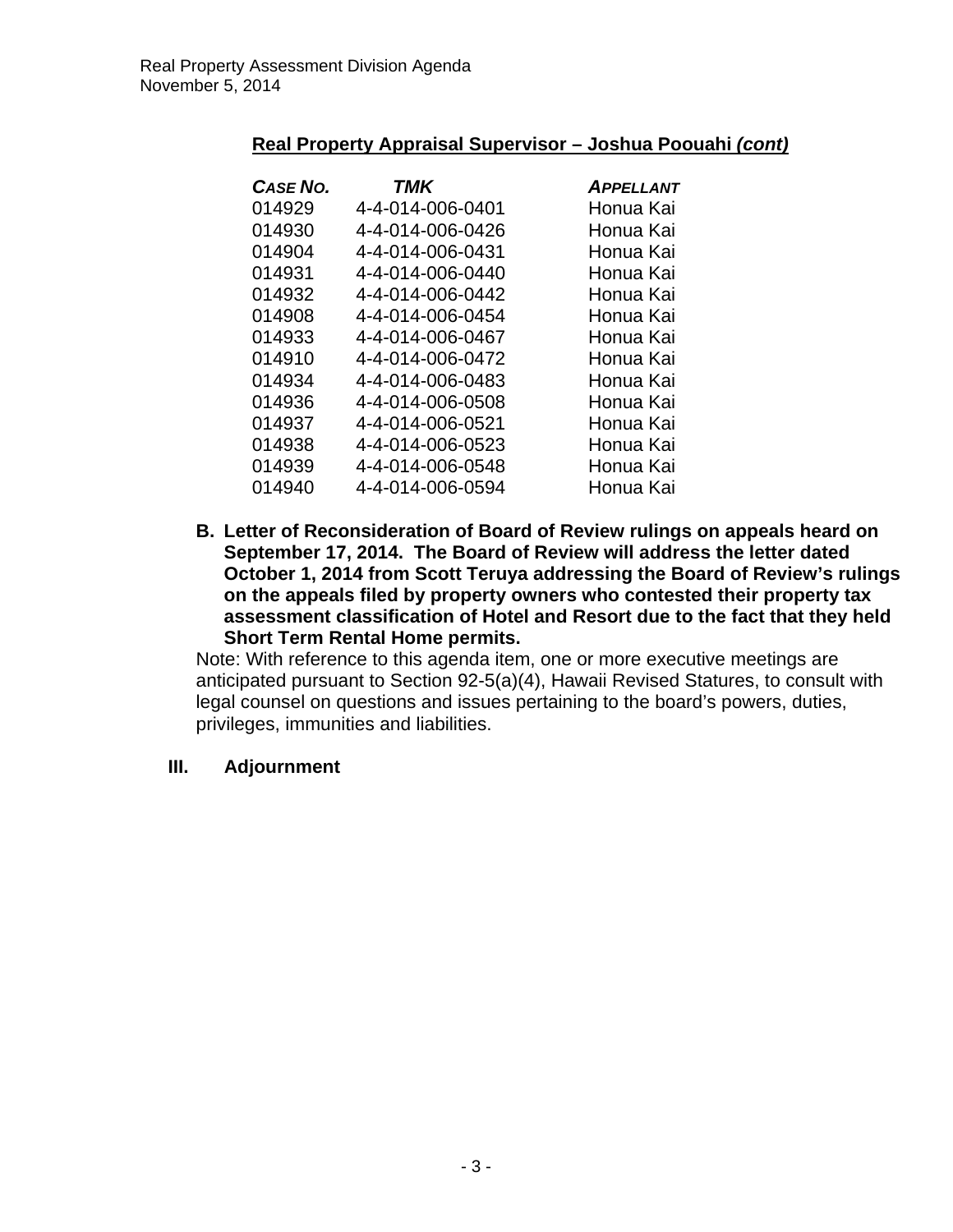**Real Property Appraisal Supervisor – Joshua Poouahi *(cont)***

| *CASE NO.* | *TMK* | *APPELLANT* |
|---|---|---|
| 014929 | 4-4-014-006-0401 | Honua Kai |
| 014930 | 4-4-014-006-0426 | Honua Kai |
| 014904 | 4-4-014-006-0431 | Honua Kai |
| 014931 | 4-4-014-006-0440 | Honua Kai |
| 014932 | 4-4-014-006-0442 | Honua Kai |
| 014908 | 4-4-014-006-0454 | Honua Kai |
| 014933 | 4-4-014-006-0467 | Honua Kai |
| 014910 | 4-4-014-006-0472 | Honua Kai |
| 014934 | 4-4-014-006-0483 | Honua Kai |
| 014936 | 4-4-014-006-0508 | Honua Kai |
| 014937 | 4-4-014-006-0521 | Honua Kai |
| 014938 | 4-4-014-006-0523 | Honua Kai |
| 014939 | 4-4-014-006-0548 | Honua Kai |
| 014940 | 4-4-014-006-0594 | Honua Kai |

**B. Letter of Reconsideration of Board of Review rulings on appeals heard on September 17, 2014. The Board of Review will address the letter dated October 1, 2014 from Scott Teruya addressing the Board of Review's rulings on the appeals filed by property owners who contested their property tax assessment classification of Hotel and Resort due to the fact that they held Short Term Rental Home permits.**

Note: With reference to this agenda item, one or more executive meetings are anticipated pursuant to Section 92-5(a)(4), Hawaii Revised Statures, to consult with legal counsel on questions and issues pertaining to the board's powers, duties, privileges, immunities and liabilities.

**III. Adjournment**